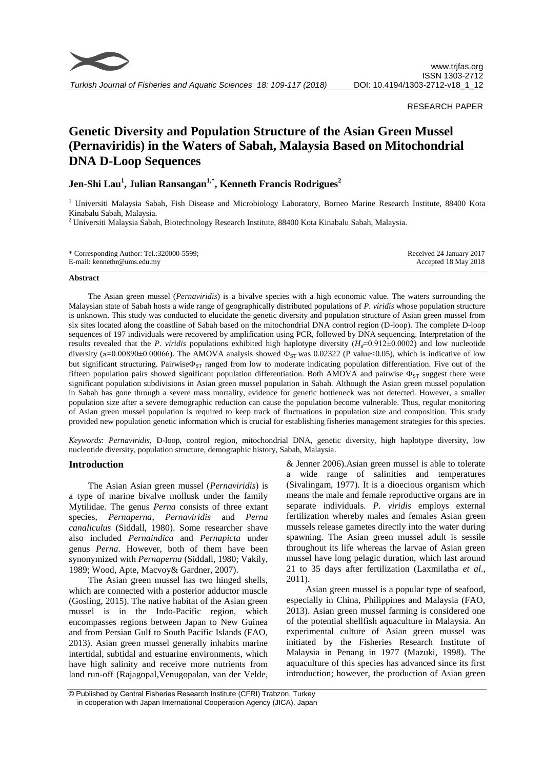RESEARCH PAPER

# Genetic Diversity and Population Structure of the Asian Green Mussel (Pernaviridis) in the Waters of Sabah, Malaysia Based on Mitochondrial DNA D-Loop Sequences

**Jen-Shi Lau[1], Julian Ransangan[1,*], Kenneth Francis Rodrigues[2]**

[1] Universiti Malaysia Sabah, Fish Disease and Microbiology Laboratory, Borneo Marine Research Institute, 88400 Kota Kinabalu Sabah, Malaysia.

[2] Universiti Malaysia Sabah, Biotechnology Research Institute, 88400 Kota Kinabalu Sabah, Malaysia.

\* Corresponding Author: Tel.:320000-5599; E-mail: kennethr@ums.edu.my

Received 24 January 2017
Accepted 18 May 2018

### Abstract

The Asian green mussel (*Pernaviridis*) is a bivalve species with a high economic value. The waters surrounding the Malaysian state of Sabah hosts a wide range of geographically distributed populations of *P. viridis* whose population structure is unknown. This study was conducted to elucidate the genetic diversity and population structure of Asian green mussel from six sites located along the coastline of Sabah based on the mitochondrial DNA control region (D-loop). The complete D-loop sequences of 197 individuals were recovered by amplification using PCR, followed by DNA sequencing. Interpretation of the results revealed that the *P. viridis* populations exhibited high haplotype diversity ($H_d$=0.912±0.0002) and low nucleotide diversity ($\pi$=0.00890±0.00066). The AMOVA analysis showed $\Phi_{ST}$ was 0.02322 (P value<0.05), which is indicative of low but significant structuring. Pairwise$\Phi_{ST}$ ranged from low to moderate indicating population differentiation. Five out of the fifteen population pairs showed significant population differentiation. Both AMOVA and pairwise $\Phi_{ST}$ suggest there were significant population subdivisions in Asian green mussel population in Sabah. Although the Asian green mussel population in Sabah has gone through a severe mass mortality, evidence for genetic bottleneck was not detected. However, a smaller population size after a severe demographic reduction can cause the population become vulnerable. Thus, regular monitoring of Asian green mussel population is required to keep track of fluctuations in population size and composition. This study provided new population genetic information which is crucial for establishing fisheries management strategies for this species.

*Keywords*: *Pernaviridis*, D-loop, control region, mitochondrial DNA, genetic diversity, high haplotype diversity, low nucleotide diversity, population structure, demographic history, Sabah, Malaysia.

## Introduction

The Asian Asian green mussel (*Pernaviridis*) is a type of marine bivalve mollusk under the family Mytilidae. The genus *Perna* consists of three extant species, *Pernaperna*, *Pernaviridis* and *Perna canaliculus* (Siddall, 1980). Some researcher shave also included *Pernaindica* and *Pernapicta* under genus *Perna*. However, both of them have been synonymized with *Pernaperna* (Siddall, 1980; Vakily, 1989; Wood, Apte, Macvoy& Gardner, 2007).

The Asian green mussel has two hinged shells, which are connected with a posterior adductor muscle (Gosling, 2015). The native habitat of the Asian green mussel is in the Indo-Pacific region, which encompasses regions between Japan to New Guinea and from Persian Gulf to South Pacific Islands (FAO, 2013). Asian green mussel generally inhabits marine intertidal, subtidal and estuarine environments, which have high salinity and receive more nutrients from land run-off (Rajagopal,Venugopalan, van der Velde, & Jenner 2006).Asian green mussel is able to tolerate a wide range of salinities and temperatures (Sivalingam, 1977). It is a dioecious organism which means the male and female reproductive organs are in separate individuals. *P. viridis* employs external fertilization whereby males and females Asian green mussels release gametes directly into the water during spawning. The Asian green mussel adult is sessile throughout its life whereas the larvae of Asian green mussel have long pelagic duration, which last around 21 to 35 days after fertilization (Laxmilatha *et al*., 2011).

Asian green mussel is a popular type of seafood, especially in China, Philippines and Malaysia (FAO, 2013). Asian green mussel farming is considered one of the potential shellfish aquaculture in Malaysia. An experimental culture of Asian green mussel was initiated by the Fisheries Research Institute of Malaysia in Penang in 1977 (Mazuki, 1998). The aquaculture of this species has advanced since its first introduction; however, the production of Asian green

© Published by Central Fisheries Research Institute (CFRI) Trabzon, Turkey in cooperation with Japan International Cooperation Agency (JICA), Japan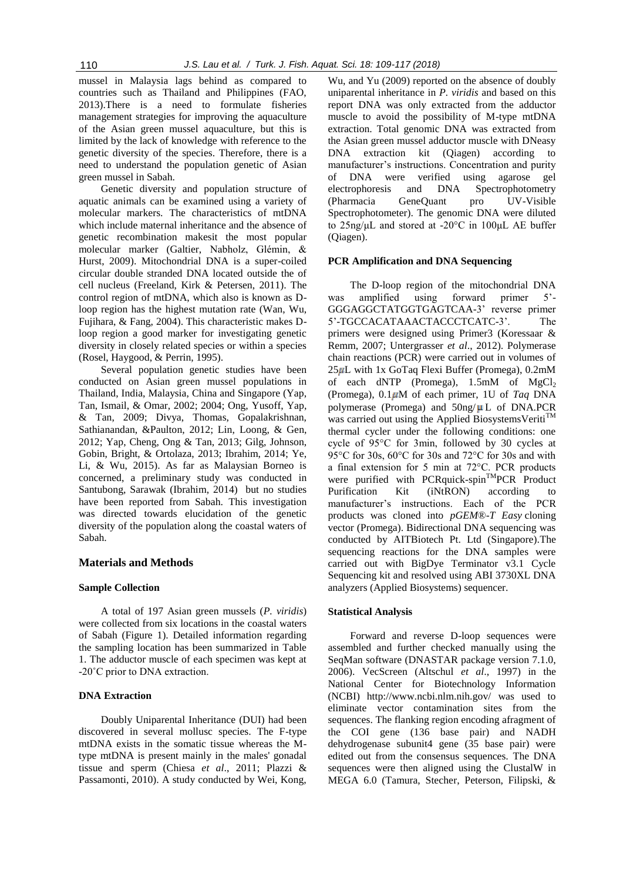mussel in Malaysia lags behind as compared to countries such as Thailand and Philippines (FAO, 2013).There is a need to formulate fisheries management strategies for improving the aquaculture of the Asian green mussel aquaculture, but this is limited by the lack of knowledge with reference to the genetic diversity of the species. Therefore, there is a need to understand the population genetic of Asian green mussel in Sabah.

Genetic diversity and population structure of aquatic animals can be examined using a variety of molecular markers. The characteristics of mtDNA which include maternal inheritance and the absence of genetic recombination makesit the most popular molecular marker (Galtier, Nabholz, Glémin, & Hurst, 2009). Mitochondrial DNA is a super-coiled circular double stranded DNA located outside the of cell nucleus (Freeland, Kirk & Petersen, 2011). The control region of mtDNA, which also is known as D-loop region has the highest mutation rate (Wan, Wu, Fujihara, & Fang, 2004). This characteristic makes D-loop region a good marker for investigating genetic diversity in closely related species or within a species (Rosel, Haygood, & Perrin, 1995).

Several population genetic studies have been conducted on Asian green mussel populations in Thailand, India, Malaysia, China and Singapore (Yap, Tan, Ismail, & Omar, 2002; 2004; Ong, Yusoff, Yap, & Tan, 2009; Divya, Thomas, Gopalakrishnan, Sathianandan, &Paulton, 2012; Lin, Loong, & Gen, 2012; Yap, Cheng, Ong & Tan, 2013; Gilg, Johnson, Gobin, Bright, & Ortolaza, 2013; Ibrahim, 2014; Ye, Li, & Wu, 2015). As far as Malaysian Borneo is concerned, a preliminary study was conducted in Santubong, Sarawak (Ibrahim, 2014) but no studies have been reported from Sabah. This investigation was directed towards elucidation of the genetic diversity of the population along the coastal waters of Sabah.

## Materials and Methods

### Sample Collection

A total of 197 Asian green mussels (*P. viridis*) were collected from six locations in the coastal waters of Sabah (Figure 1). Detailed information regarding the sampling location has been summarized in Table 1. The adductor muscle of each specimen was kept at -20˚C prior to DNA extraction.

### DNA Extraction

Doubly Uniparental Inheritance (DUI) had been discovered in several mollusc species. The F-type mtDNA exists in the somatic tissue whereas the M-type mtDNA is present mainly in the males' gonadal tissue and sperm (Chiesa *et al*., 2011; Plazzi & Passamonti, 2010). A study conducted by Wei, Kong, Wu, and Yu (2009) reported on the absence of doubly uniparental inheritance in *P. viridis* and based on this report DNA was only extracted from the adductor muscle to avoid the possibility of M-type mtDNA extraction. Total genomic DNA was extracted from the Asian green mussel adductor muscle with DNeasy DNA extraction kit (Qiagen) according to manufacturer's instructions. Concentration and purity of DNA were verified using agarose gel electrophoresis and DNA Spectrophotometry (Pharmacia GeneQuant pro UV-Visible Spectrophotometer). The genomic DNA were diluted to 25ng/μL and stored at -20°C in 100μL AE buffer (Qiagen).

### PCR Amplification and DNA Sequencing

The D-loop region of the mitochondrial DNA was amplified using forward primer 5'-GGGAGGCTATGGTGAGTCAA-3' reverse primer 5'-TGCCACATAAACTACCCTCATC-3'. The primers were designed using Primer3 (Koressaar & Remm, 2007; Untergrasser *et al*., 2012). Polymerase chain reactions (PCR) were carried out in volumes of 25μL with 1x GoTaq Flexi Buffer (Promega), 0.2mM of each dNTP (Promega), 1.5mM of $MgCl_2$ (Promega), 0.1μM of each primer, 1U of *Taq* DNA polymerase (Promega) and 50ng/μL of DNA.PCR was carried out using the Applied BiosystemsVeriti™ thermal cycler under the following conditions: one cycle of 95°C for 3min, followed by 30 cycles at 95°C for 30s, 60°C for 30s and 72°C for 30s and with a final extension for 5 min at 72°C. PCR products were purified with PCRquick-spin™PCR Product Purification Kit (iNtRON) according to manufacturer's instructions. Each of the PCR products was cloned into *pGEM®-T Easy* cloning vector (Promega). Bidirectional DNA sequencing was conducted by AITBiotech Pt. Ltd (Singapore).The sequencing reactions for the DNA samples were carried out with BigDye Terminator v3.1 Cycle Sequencing kit and resolved using ABI 3730XL DNA analyzers (Applied Biosystems) sequencer.

### Statistical Analysis

Forward and reverse D-loop sequences were assembled and further checked manually using the SeqMan software (DNASTAR package version 7.1.0, 2006). VecScreen (Altschul *et al*., 1997) in the National Center for Biotechnology Information (NCBI) http://www.ncbi.nlm.nih.gov/ was used to eliminate vector contamination sites from the sequences. The flanking region encoding afragment of the COI gene (136 base pair) and NADH dehydrogenase subunit4 gene (35 base pair) were edited out from the consensus sequences. The DNA sequences were then aligned using the ClustalW in MEGA 6.0 (Tamura, Stecher, Peterson, Filipski, &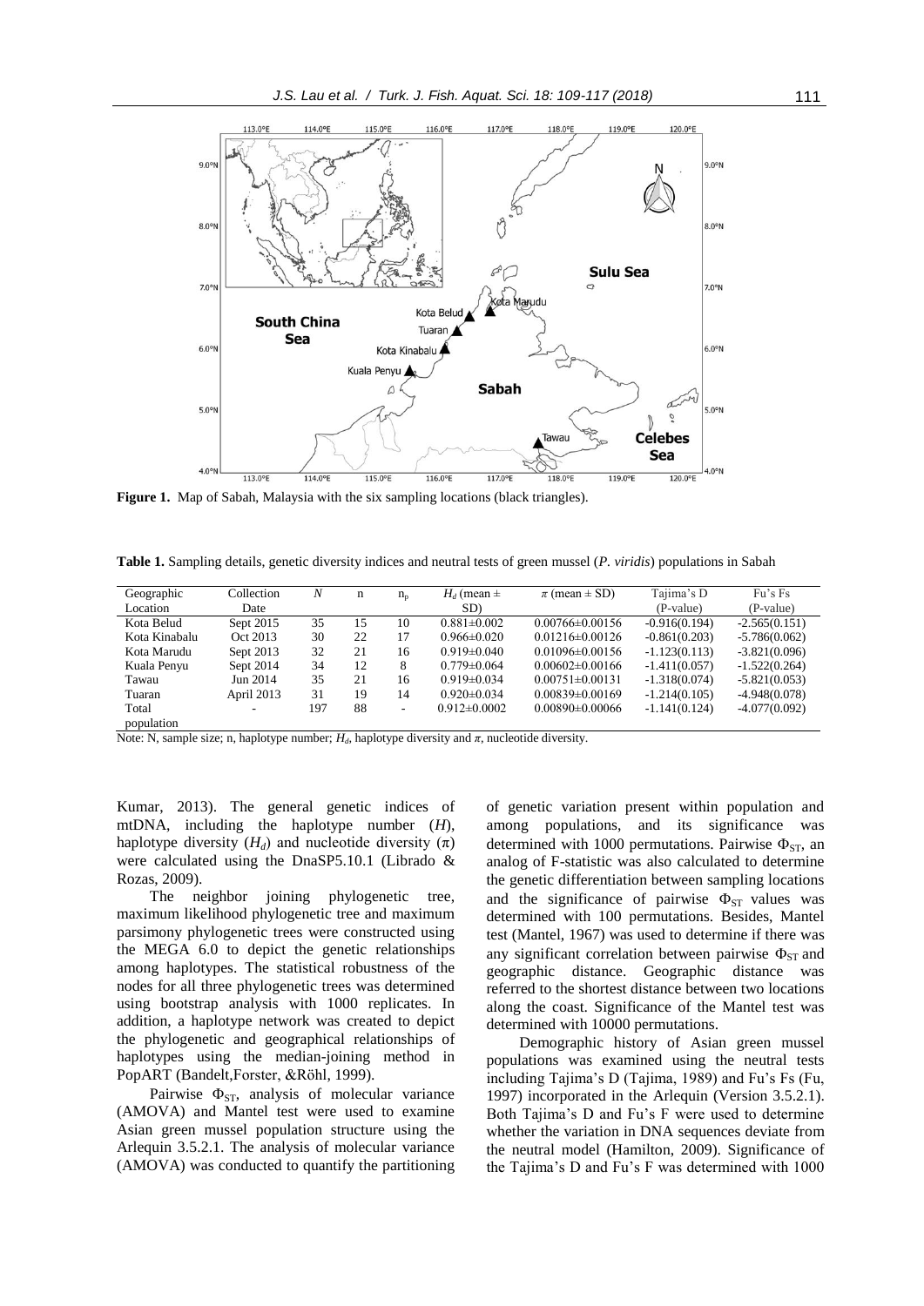**Figure 1.** Map of Sabah, Malaysia with the six sampling locations (black triangles).

**Table 1.** Sampling details, genetic diversity indices and neutral tests of green mussel (*P. viridis*) populations in Sabah

| Geographic Location | Collection Date | *N* | n | $n_p$ | $H_d$ (mean ± SD) | $\pi$ (mean ± SD) | Tajima's D (P-value) | Fu's Fs (P-value) |
|---|---|---|---|---|---|---|---|---|
| Kota Belud | Sept 2015 | 35 | 15 | 10 | 0.881±0.002 | 0.00766±0.00156 | -0.916(0.194) | -2.565(0.151) |
| Kota Kinabalu | Oct 2013 | 30 | 22 | 17 | 0.966±0.020 | 0.01216±0.00126 | -0.861(0.203) | -5.786(0.062) |
| Kota Marudu | Sept 2013 | 32 | 21 | 16 | 0.919±0.040 | 0.01096±0.00156 | -1.123(0.113) | -3.821(0.096) |
| Kuala Penyu | Sept 2014 | 34 | 12 | 8 | 0.779±0.064 | 0.00602±0.00166 | -1.411(0.057) | -1.522(0.264) |
| Tawau | Jun 2014 | 35 | 21 | 16 | 0.919±0.034 | 0.00751±0.00131 | -1.318(0.074) | -5.821(0.053) |
| Tuaran | April 2013 | 31 | 19 | 14 | 0.920±0.034 | 0.00839±0.00169 | -1.214(0.105) | -4.948(0.078) |
| Total population | - | 197 | 88 | - | 0.912±0.0002 | 0.00890±0.00066 | -1.141(0.124) | -4.077(0.092) |

Note: N, sample size; n, haplotype number; $H_d$, haplotype diversity and $\pi$, nucleotide diversity.

Kumar, 2013). The general genetic indices of mtDNA, including the haplotype number ($H$), haplotype diversity ($H_d$) and nucleotide diversity ($\pi$) were calculated using the DnaSP5.10.1 (Librado & Rozas, 2009).

The neighbor joining phylogenetic tree, maximum likelihood phylogenetic tree and maximum parsimony phylogenetic trees were constructed using the MEGA 6.0 to depict the genetic relationships among haplotypes. The statistical robustness of the nodes for all three phylogenetic trees was determined using bootstrap analysis with 1000 replicates. In addition, a haplotype network was created to depict the phylogenetic and geographical relationships of haplotypes using the median-joining method in PopART (Bandelt,Forster, &Röhl, 1999).

Pairwise $\Phi_{ST}$, analysis of molecular variance (AMOVA) and Mantel test were used to examine Asian green mussel population structure using the Arlequin 3.5.2.1. The analysis of molecular variance (AMOVA) was conducted to quantify the partitioning of genetic variation present within population and among populations, and its significance was determined with 1000 permutations. Pairwise $\Phi_{ST}$, an analog of F-statistic was also calculated to determine the genetic differentiation between sampling locations and the significance of pairwise $\Phi_{ST}$ values was determined with 100 permutations. Besides, Mantel test (Mantel, 1967) was used to determine if there was any significant correlation between pairwise $\Phi_{ST}$ and geographic distance. Geographic distance was referred to the shortest distance between two locations along the coast. Significance of the Mantel test was determined with 10000 permutations.

Demographic history of Asian green mussel populations was examined using the neutral tests including Tajima's D (Tajima, 1989) and Fu's Fs (Fu, 1997) incorporated in the Arlequin (Version 3.5.2.1). Both Tajima's D and Fu's F were used to determine whether the variation in DNA sequences deviate from the neutral model (Hamilton, 2009). Significance of the Tajima's D and Fu's F was determined with 1000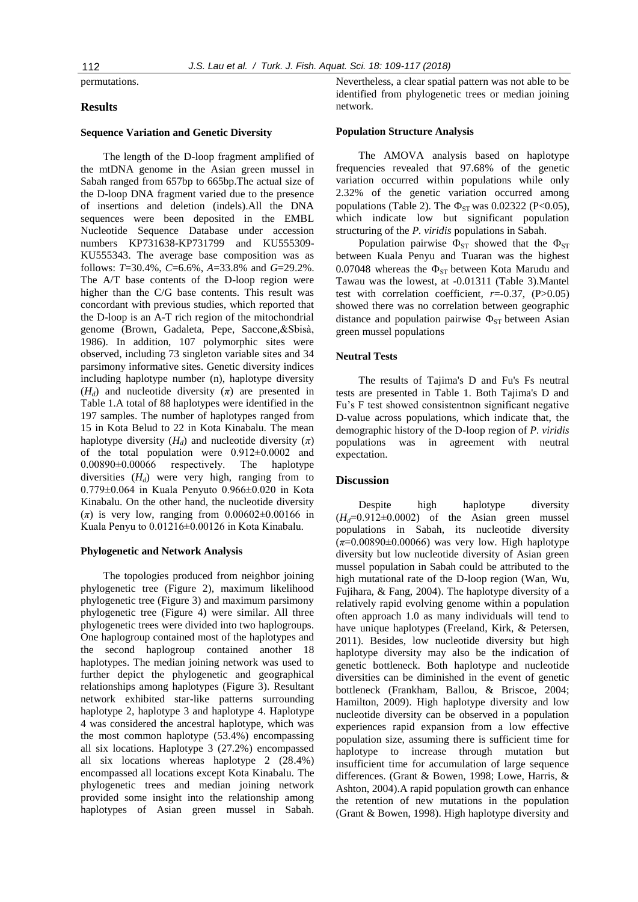permutations.

## Results

### Sequence Variation and Genetic Diversity

The length of the D-loop fragment amplified of the mtDNA genome in the Asian green mussel in Sabah ranged from 657bp to 665bp.The actual size of the D-loop DNA fragment varied due to the presence of insertions and deletion (indels).All the DNA sequences were been deposited in the EMBL Nucleotide Sequence Database under accession numbers KP731638-KP731799 and KU555309-KU555343. The average base composition was as follows: *T*=30.4%, *C*=6.6%, *A*=33.8% and *G*=29.2%. The A/T base contents of the D-loop region were higher than the C/G base contents. This result was concordant with previous studies, which reported that the D-loop is an A-T rich region of the mitochondrial genome (Brown, Gadaleta, Pepe, Saccone,&Sbisà, 1986). In addition, 107 polymorphic sites were observed, including 73 singleton variable sites and 34 parsimony informative sites. Genetic diversity indices including haplotype number (n), haplotype diversity ($H_d$) and nucleotide diversity ($\pi$) are presented in Table 1.A total of 88 haplotypes were identified in the 197 samples. The number of haplotypes ranged from 15 in Kota Belud to 22 in Kota Kinabalu. The mean haplotype diversity ($H_d$) and nucleotide diversity ($\pi$) of the total population were 0.912±0.0002 and 0.00890±0.00066 respectively. The haplotype diversities ($H_d$) were very high, ranging from to 0.779±0.064 in Kuala Penyuto 0.966±0.020 in Kota Kinabalu. On the other hand, the nucleotide diversity ($\pi$) is very low, ranging from 0.00602±0.00166 in Kuala Penyu to 0.01216±0.00126 in Kota Kinabalu.

### Phylogenetic and Network Analysis

The topologies produced from neighbor joining phylogenetic tree (Figure 2), maximum likelihood phylogenetic tree (Figure 3) and maximum parsimony phylogenetic tree (Figure 4) were similar. All three phylogenetic trees were divided into two haplogroups. One haplogroup contained most of the haplotypes and the second haplogroup contained another 18 haplotypes. The median joining network was used to further depict the phylogenetic and geographical relationships among haplotypes (Figure 3). Resultant network exhibited star-like patterns surrounding haplotype 2, haplotype 3 and haplotype 4. Haplotype 4 was considered the ancestral haplotype, which was the most common haplotype (53.4%) encompassing all six locations. Haplotype 3 (27.2%) encompassed all six locations whereas haplotype 2 (28.4%) encompassed all locations except Kota Kinabalu. The phylogenetic trees and median joining network provided some insight into the relationship among haplotypes of Asian green mussel in Sabah. Nevertheless, a clear spatial pattern was not able to be identified from phylogenetic trees or median joining network.

### Population Structure Analysis

The AMOVA analysis based on haplotype frequencies revealed that 97.68% of the genetic variation occurred within populations while only 2.32% of the genetic variation occurred among populations (Table 2). The $\Phi_{ST}$ was 0.02322 (P<0.05), which indicate low but significant population structuring of the *P. viridis* populations in Sabah.

Population pairwise $\Phi_{ST}$ showed that the $\Phi_{ST}$ between Kuala Penyu and Tuaran was the highest 0.07048 whereas the $\Phi_{ST}$ between Kota Marudu and Tawau was the lowest, at -0.01311 (Table 3).Mantel test with correlation coefficient, $r$=-0.37, (P>0.05) showed there was no correlation between geographic distance and population pairwise $\Phi_{ST}$ between Asian green mussel populations

### Neutral Tests

The results of Tajima's D and Fu's Fs neutral tests are presented in Table 1. Both Tajima's D and Fu's F test showed consistentnon significant negative D-value across populations, which indicate that, the demographic history of the D-loop region of *P. viridis* populations was in agreement with neutral expectation.

## Discussion

Despite high haplotype diversity ($H_d$=0.912±0.0002) of the Asian green mussel populations in Sabah, its nucleotide diversity ($\pi$=0.00890±0.00066) was very low. High haplotype diversity but low nucleotide diversity of Asian green mussel population in Sabah could be attributed to the high mutational rate of the D-loop region (Wan, Wu, Fujihara, & Fang, 2004). The haplotype diversity of a relatively rapid evolving genome within a population often approach 1.0 as many individuals will tend to have unique haplotypes (Freeland, Kirk, & Petersen, 2011). Besides, low nucleotide diversity but high haplotype diversity may also be the indication of genetic bottleneck. Both haplotype and nucleotide diversities can be diminished in the event of genetic bottleneck (Frankham, Ballou, & Briscoe, 2004; Hamilton, 2009). High haplotype diversity and low nucleotide diversity can be observed in a population experiences rapid expansion from a low effective population size, assuming there is sufficient time for haplotype to increase through mutation but insufficient time for accumulation of large sequence differences. (Grant & Bowen, 1998; Lowe, Harris, & Ashton, 2004).A rapid population growth can enhance the retention of new mutations in the population (Grant & Bowen, 1998). High haplotype diversity and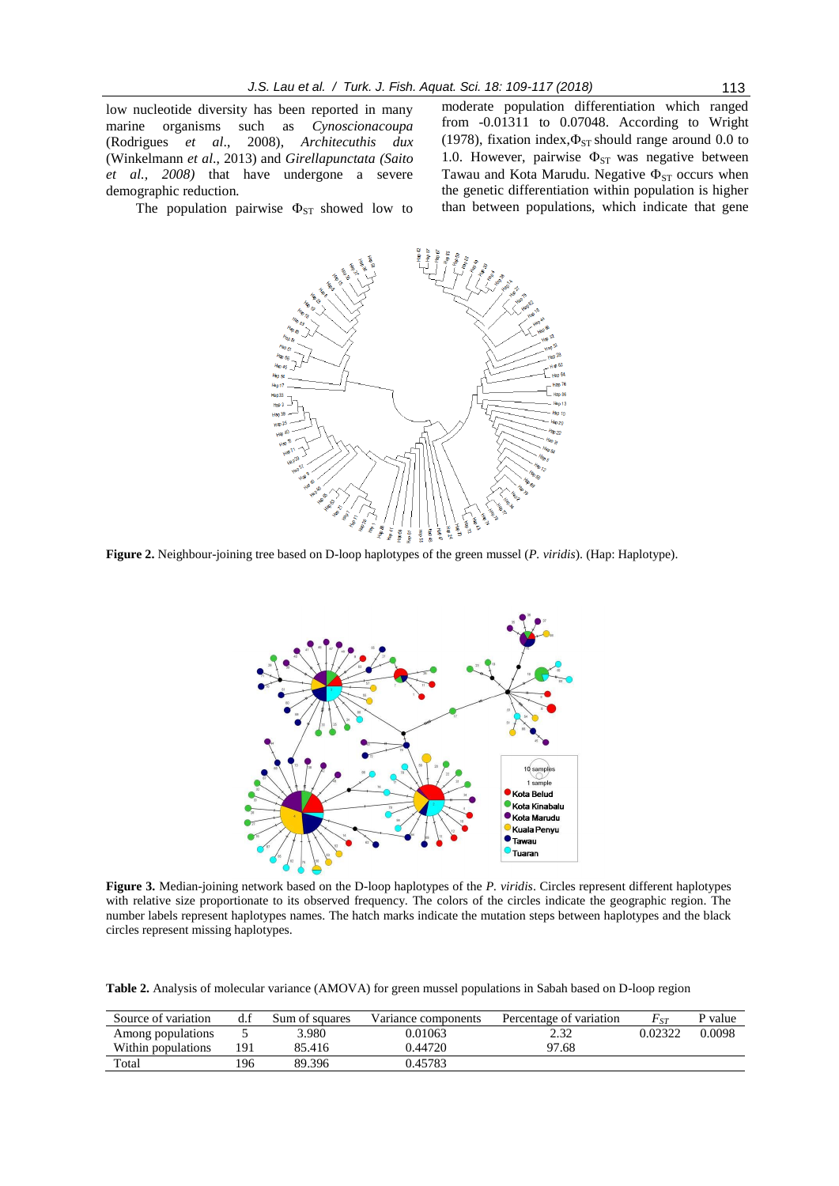low nucleotide diversity has been reported in many marine organisms such as *Cynoscionacoupa* (Rodrigues *et al*., 2008), *Architecuthis dux* (Winkelmann *et al*., 2013) and *Girellapunctata (Saito et al., 2008)* that have undergone a severe demographic reduction.

The population pairwise $\Phi_{ST}$ showed low to moderate population differentiation which ranged from -0.01311 to 0.07048. According to Wright (1978), fixation index,$\Phi_{ST}$ should range around 0.0 to 1.0. However, pairwise $\Phi_{ST}$ was negative between Tawau and Kota Marudu. Negative $\Phi_{ST}$ occurs when the genetic differentiation within population is higher than between populations, which indicate that gene

**Figure 2.** Neighbour-joining tree based on D-loop haplotypes of the green mussel (*P. viridis*). (Hap: Haplotype).

**Figure 3.** Median-joining network based on the D-loop haplotypes of the *P. viridis*. Circles represent different haplotypes with relative size proportionate to its observed frequency. The colors of the circles indicate the geographic region. The number labels represent haplotypes names. The hatch marks indicate the mutation steps between haplotypes and the black circles represent missing haplotypes.

**Table 2.** Analysis of molecular variance (AMOVA) for green mussel populations in Sabah based on D-loop region

| Source of variation | d.f | Sum of squares | Variance components | Percentage of variation | $F_{ST}$ | P value |
|---|---|---|---|---|---|---|
| Among populations | 5 | 3.980 | 0.01063 | 2.32 | 0.02322 | 0.0098 |
| Within populations | 191 | 85.416 | 0.44720 | 97.68 | | |
| Total | 196 | 89.396 | 0.45783 | | | |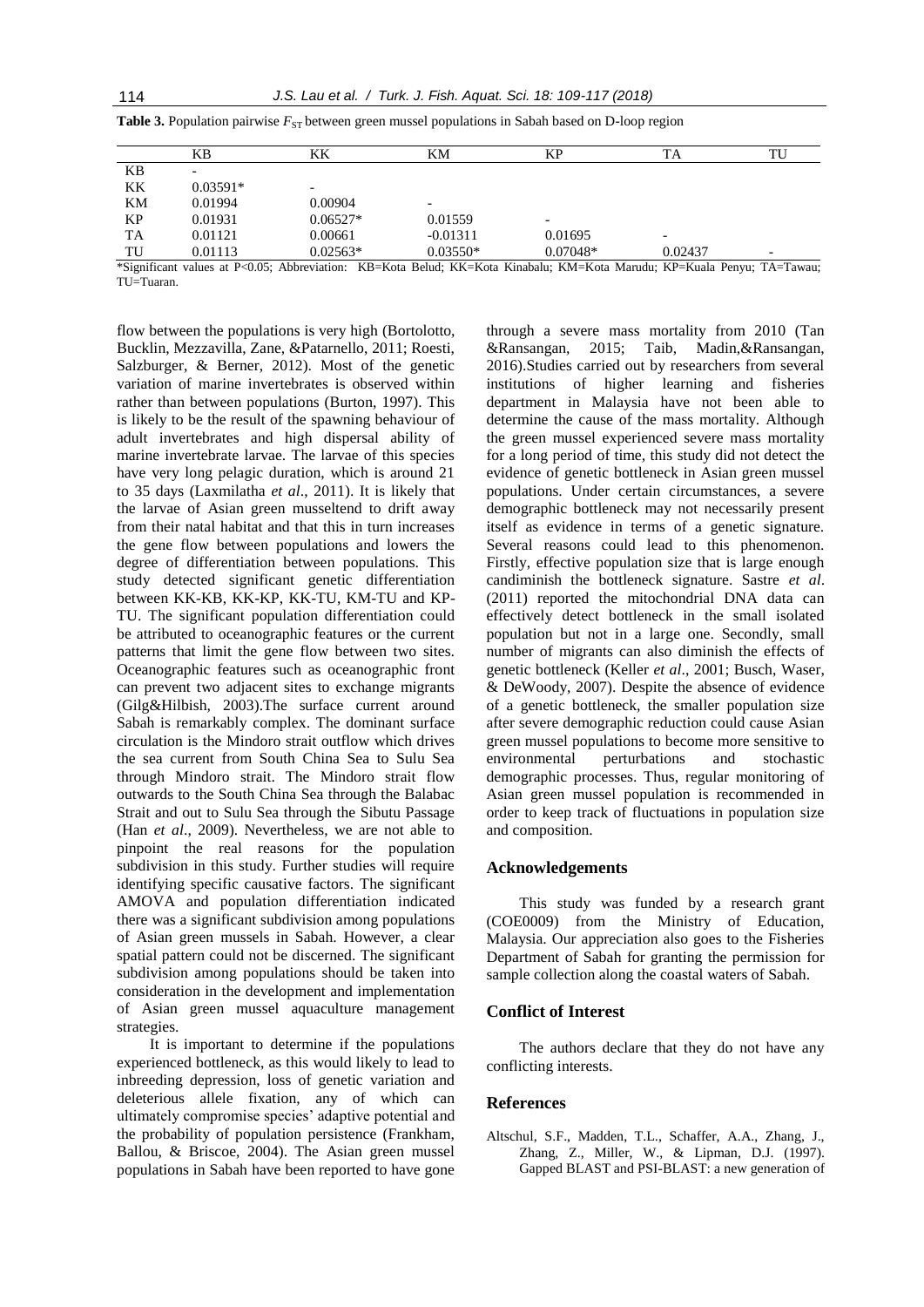**Table 3.** Population pairwise $F_{ST}$ between green mussel populations in Sabah based on D-loop region

| | KB | KK | KM | KP | TA | TU |
|---|---|---|---|---|---|---|
| KB | - | | | | | |
| KK | 0.03591* | - | | | | |
| KM | 0.01994 | 0.00904 | - | | | |
| KP | 0.01931 | 0.06527* | 0.01559 | - | | |
| TA | 0.01121 | 0.00661 | -0.01311 | 0.01695 | - | |
| TU | 0.01113 | 0.02563* | 0.03550* | 0.07048* | 0.02437 | - |

*Significant values at P<0.05; Abbreviation: KB=Kota Belud; KK=Kota Kinabalu; KM=Kota Marudu; KP=Kuala Penyu; TA=Tawau; TU=Tuaran.

flow between the populations is very high (Bortolotto, Bucklin, Mezzavilla, Zane, &Patarnello, 2011; Roesti, Salzburger, & Berner, 2012). Most of the genetic variation of marine invertebrates is observed within rather than between populations (Burton, 1997). This is likely to be the result of the spawning behaviour of adult invertebrates and high dispersal ability of marine invertebrate larvae. The larvae of this species have very long pelagic duration, which is around 21 to 35 days (Laxmilatha *et al*., 2011). It is likely that the larvae of Asian green musseltend to drift away from their natal habitat and that this in turn increases the gene flow between populations and lowers the degree of differentiation between populations. This study detected significant genetic differentiation between KK-KB, KK-KP, KK-TU, KM-TU and KP-TU. The significant population differentiation could be attributed to oceanographic features or the current patterns that limit the gene flow between two sites. Oceanographic features such as oceanographic front can prevent two adjacent sites to exchange migrants (Gilg&Hilbish, 2003).The surface current around Sabah is remarkably complex. The dominant surface circulation is the Mindoro strait outflow which drives the sea current from South China Sea to Sulu Sea through Mindoro strait. The Mindoro strait flow outwards to the South China Sea through the Balabac Strait and out to Sulu Sea through the Sibutu Passage (Han *et al*., 2009). Nevertheless, we are not able to pinpoint the real reasons for the population subdivision in this study. Further studies will require identifying specific causative factors. The significant AMOVA and population differentiation indicated there was a significant subdivision among populations of Asian green mussels in Sabah. However, a clear spatial pattern could not be discerned. The significant subdivision among populations should be taken into consideration in the development and implementation of Asian green mussel aquaculture management strategies.

It is important to determine if the populations experienced bottleneck, as this would likely to lead to inbreeding depression, loss of genetic variation and deleterious allele fixation, any of which can ultimately compromise species' adaptive potential and the probability of population persistence (Frankham, Ballou, & Briscoe, 2004). The Asian green mussel populations in Sabah have been reported to have gone through a severe mass mortality from 2010 (Tan &Ransangan, 2015; Taib, Madin,&Ransangan, 2016).Studies carried out by researchers from several institutions of higher learning and fisheries department in Malaysia have not been able to determine the cause of the mass mortality. Although the green mussel experienced severe mass mortality for a long period of time, this study did not detect the evidence of genetic bottleneck in Asian green mussel populations. Under certain circumstances, a severe demographic bottleneck may not necessarily present itself as evidence in terms of a genetic signature. Several reasons could lead to this phenomenon. Firstly, effective population size that is large enough candiminish the bottleneck signature. Sastre *et al*. (2011) reported the mitochondrial DNA data can effectively detect bottleneck in the small isolated population but not in a large one. Secondly, small number of migrants can also diminish the effects of genetic bottleneck (Keller *et al*., 2001; Busch, Waser, & DeWoody, 2007). Despite the absence of evidence of a genetic bottleneck, the smaller population size after severe demographic reduction could cause Asian green mussel populations to become more sensitive to environmental perturbations and stochastic demographic processes. Thus, regular monitoring of Asian green mussel population is recommended in order to keep track of fluctuations in population size and composition.

## Acknowledgements

This study was funded by a research grant (COE0009) from the Ministry of Education, Malaysia. Our appreciation also goes to the Fisheries Department of Sabah for granting the permission for sample collection along the coastal waters of Sabah.

## Conflict of Interest

The authors declare that they do not have any conflicting interests.

## References

Altschul, S.F., Madden, T.L., Schaffer, A.A., Zhang, J., Zhang, Z., Miller, W., & Lipman, D.J. (1997). Gapped BLAST and PSI-BLAST: a new generation of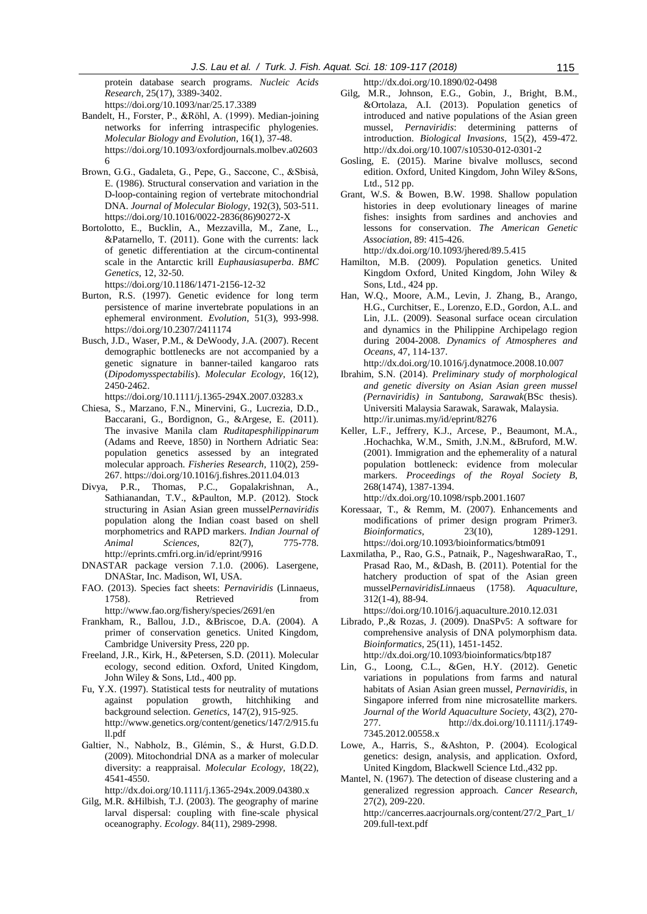protein database search programs. *Nucleic Acids Research*, 25(17), 3389-3402. https://doi.org/10.1093/nar/25.17.3389

Bandelt, H., Forster, P., &Röhl, A. (1999). Median-joining networks for inferring intraspecific phylogenies. *Molecular Biology and Evolution*, 16(1), 37-48. https://doi.org/10.1093/oxfordjournals.molbev.a026036

Brown, G.G., Gadaleta, G., Pepe, G., Saccone, C., &Sbisà, E. (1986). Structural conservation and variation in the D-loop-containing region of vertebrate mitochondrial DNA. *Journal of Molecular Biology*, 192(3), 503-511. https://doi.org/10.1016/0022-2836(86)90272-X

Bortolotto, E., Bucklin, A., Mezzavilla, M., Zane, L., &Patarnello, T. (2011). Gone with the currents: lack of genetic differentiation at the circum-continental scale in the Antarctic krill *Euphausiasuperba*. *BMC Genetics*, 12, 32-50. https://doi.org/10.1186/1471-2156-12-32

Burton, R.S. (1997). Genetic evidence for long term persistence of marine invertebrate populations in an ephemeral environment. *Evolution*, 51(3), 993-998. https://doi.org/10.2307/2411174

Busch, J.D., Waser, P.M., & DeWoody, J.A. (2007). Recent demographic bottlenecks are not accompanied by a genetic signature in banner-tailed kangaroo rats (*Dipodomysspectabilis*). *Molecular Ecology*, 16(12), 2450-2462. https://doi.org/10.1111/j.1365-294X.2007.03283.x

Chiesa, S., Marzano, F.N., Minervini, G., Lucrezia, D.D., Baccarani, G., Bordignon, G., &Argese, E. (2011). The invasive Manila clam *Ruditapesphilippinarum* (Adams and Reeve, 1850) in Northern Adriatic Sea: population genetics assessed by an integrated molecular approach. *Fisheries Research*, 110(2), 259-267. https://doi.org/10.1016/j.fishres.2011.04.013

Divya, P.R., Thomas, P.C., Gopalakrishnan, A., Sathianandan, T.V., &Paulton, M.P. (2012). Stock structuring in Asian Asian green mussel*Pernaviridis* population along the Indian coast based on shell morphometrics and RAPD markers. *Indian Journal of Animal Sciences*, 82(7), 775-778. http://eprints.cmfri.org.in/id/eprint/9916

DNASTAR package version 7.1.0. (2006). Lasergene, DNAStar, Inc. Madison, WI, USA.

FAO. (2013). Species fact sheets: *Pernaviridis* (Linnaeus, 1758). Retrieved from http://www.fao.org/fishery/species/2691/en

Frankham, R., Ballou, J.D., &Briscoe, D.A. (2004). A primer of conservation genetics. United Kingdom, Cambridge University Press, 220 pp.

Freeland, J.R., Kirk, H., &Petersen, S.D. (2011). Molecular ecology, second edition. Oxford, United Kingdom, John Wiley & Sons, Ltd., 400 pp.

Fu, Y.X. (1997). Statistical tests for neutrality of mutations against population growth, hitchhiking and background selection. *Genetics*, 147(2), 915-925. http://www.genetics.org/content/genetics/147/2/915.full.pdf

Galtier, N., Nabholz, B., Glémin, S., & Hurst, G.D.D. (2009). Mitochondrial DNA as a marker of molecular diversity: a reappraisal. *Molecular Ecology*, 18(22), 4541-4550. http://dx.doi.org/10.1111/j.1365-294x.2009.04380.x

Gilg, M.R. &Hilbish, T.J. (2003). The geography of marine larval dispersal: coupling with fine-scale physical oceanography. *Ecology*. 84(11), 2989-2998. http://dx.doi.org/10.1890/02-0498

Gilg, M.R., Johnson, E.G., Gobin, J., Bright, B.M., &Ortolaza, A.I. (2013). Population genetics of introduced and native populations of the Asian green mussel, *Pernaviridis*: determining patterns of introduction. *Biological Invasions*, 15(2), 459-472. http://dx.doi.org/10.1007/s10530-012-0301-2

Gosling, E. (2015). Marine bivalve molluscs, second edition. Oxford, United Kingdom, John Wiley &Sons, Ltd., 512 pp.

Grant, W.S. & Bowen, B.W. 1998. Shallow population histories in deep evolutionary lineages of marine fishes: insights from sardines and anchovies and lessons for conservation. *The American Genetic Association*, 89: 415-426. http://dx.doi.org/10.1093/jhered/89.5.415

Hamilton, M.B. (2009). Population genetics. United Kingdom Oxford, United Kingdom, John Wiley & Sons, Ltd., 424 pp.

Han, W.Q., Moore, A.M., Levin, J. Zhang, B., Arango, H.G., Curchitser, E., Lorenzo, E.D., Gordon, A.L. and Lin, J.L. (2009). Seasonal surface ocean circulation and dynamics in the Philippine Archipelago region during 2004-2008. *Dynamics of Atmospheres and Oceans*, 47, 114-137. http://dx.doi.org/10.1016/j.dynatmoce.2008.10.007

Ibrahim, S.N. (2014). *Preliminary study of morphological and genetic diversity on Asian Asian green mussel (Pernaviridis) in Santubong, Sarawak*(BSc thesis). Universiti Malaysia Sarawak, Sarawak, Malaysia. http://ir.unimas.my/id/eprint/8276

Keller, L.F., Jeffrey, K.J., Arcese, P., Beaumont, M.A., .Hochachka, W.M., Smith, J.N.M., &Bruford, M.W. (2001). Immigration and the ephemerality of a natural population bottleneck: evidence from molecular markers. *Proceedings of the Royal Society B*, 268(1474), 1387-1394. http://dx.doi.org/10.1098/rspb.2001.1607

Koressaar, T., & Remm, M. (2007). Enhancements and modifications of primer design program Primer3. *Bioinformatics*, 23(10), 1289-1291. https://doi.org/10.1093/bioinformatics/btm091

Laxmilatha, P., Rao, G.S., Patnaik, P., NageshwaraRao, T., Prasad Rao, M., &Dash, B. (2011). Potential for the hatchery production of spat of the Asian green mussel*PernaviridisLin*naeus (1758). *Aquaculture*, 312(1-4), 88-94. https://doi.org/10.1016/j.aquaculture.2010.12.031

Librado, P.,& Rozas, J. (2009). DnaSPv5: A software for comprehensive analysis of DNA polymorphism data. *Bioinformatics*, 25(11), 1451-1452. http://dx.doi.org/10.1093/bioinformatics/btp187

Lin, G., Loong, C.L., &Gen, H.Y. (2012). Genetic variations in populations from farms and natural habitats of Asian Asian green mussel, *Pernaviridis*, in Singapore inferred from nine microsatellite markers. *Journal of the World Aquaculture Society*, 43(2), 270-277. http://dx.doi.org/10.1111/j.1749-7345.2012.00558.x

Lowe, A., Harris, S., &Ashton, P. (2004). Ecological genetics: design, analysis, and application. Oxford, United Kingdom, Blackwell Science Ltd.,432 pp.

Mantel, N. (1967). The detection of disease clustering and a generalized regression approach. *Cancer Research*, 27(2), 209-220. http://cancerres.aacrjournals.org/content/27/2_Part_1/209.full-text.pdf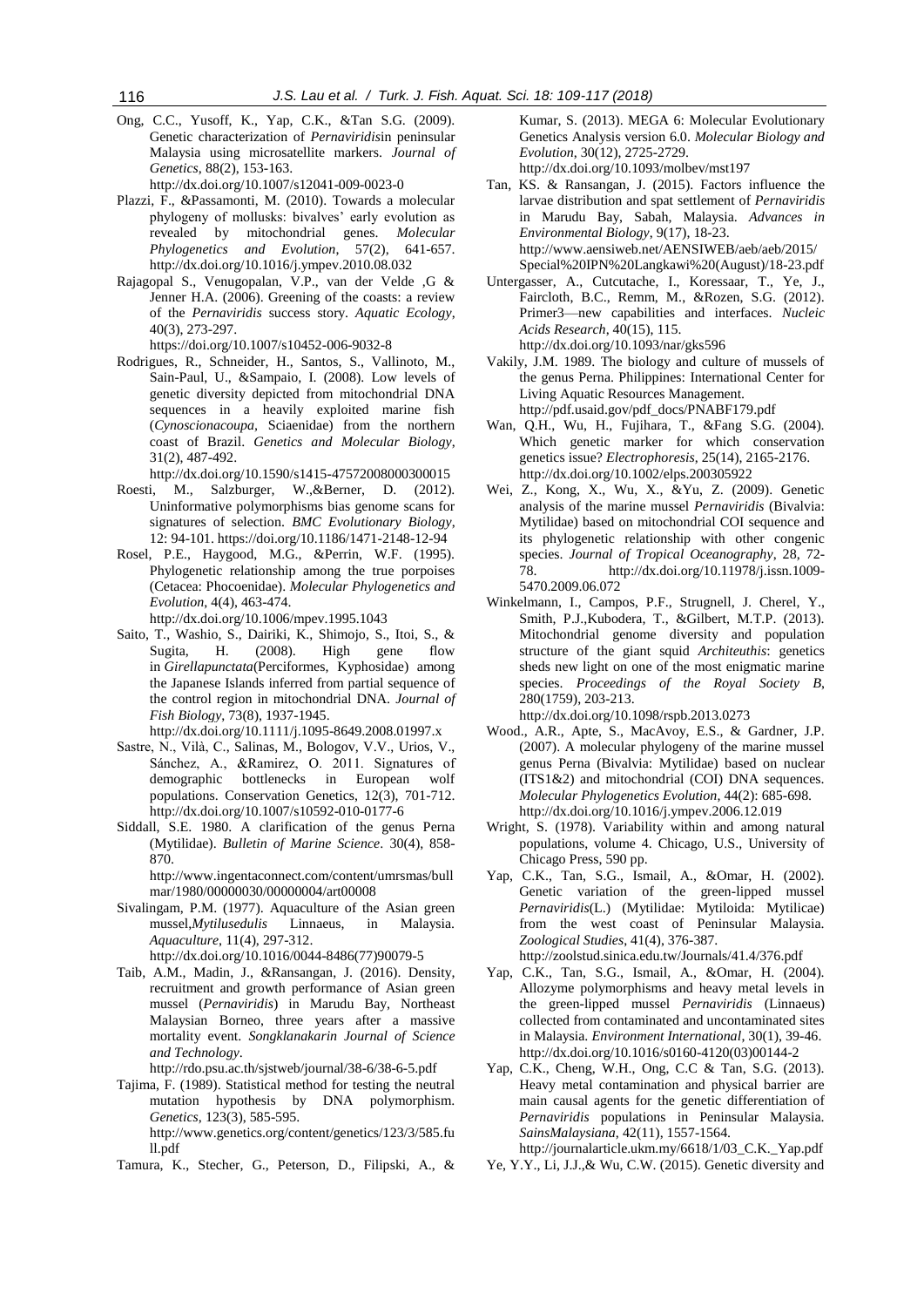Ong, C.C., Yusoff, K., Yap, C.K., &Tan S.G. (2009). Genetic characterization of *Pernaviridis*in peninsular Malaysia using microsatellite markers. *Journal of Genetics*, 88(2), 153-163. http://dx.doi.org/10.1007/s12041-009-0023-0

Plazzi, F., &Passamonti, M. (2010). Towards a molecular phylogeny of mollusks: bivalves' early evolution as revealed by mitochondrial genes. *Molecular Phylogenetics and Evolution*, 57(2), 641-657. http://dx.doi.org/10.1016/j.ympev.2010.08.032

Rajagopal S., Venugopalan, V.P., van der Velde ,G & Jenner H.A. (2006). Greening of the coasts: a review of the *Pernaviridis* success story. *Aquatic Ecology*, 40(3), 273-297. https://doi.org/10.1007/s10452-006-9032-8

Rodrigues, R., Schneider, H., Santos, S., Vallinoto, M., Sain-Paul, U., &Sampaio, I. (2008). Low levels of genetic diversity depicted from mitochondrial DNA sequences in a heavily exploited marine fish (*Cynoscionacoupa*, Sciaenidae) from the northern coast of Brazil. *Genetics and Molecular Biology*, 31(2), 487-492. http://dx.doi.org/10.1590/s1415-47572008000300015

Roesti, M., Salzburger, W.,&Berner, D. (2012). Uninformative polymorphisms bias genome scans for signatures of selection. *BMC Evolutionary Biology*, 12: 94-101. https://doi.org/10.1186/1471-2148-12-94

Rosel, P.E., Haygood, M.G., &Perrin, W.F. (1995). Phylogenetic relationship among the true porpoises (Cetacea: Phocoenidae). *Molecular Phylogenetics and Evolution*, 4(4), 463-474. http://dx.doi.org/10.1006/mpev.1995.1043

Saito, T., Washio, S., Dairiki, K., Shimojo, S., Itoi, S., & Sugita, H. (2008). High gene flow in *Girellapunctata*(Perciformes, Kyphosidae) among the Japanese Islands inferred from partial sequence of the control region in mitochondrial DNA. *Journal of Fish Biology*, 73(8), 1937-1945. http://dx.doi.org/10.1111/j.1095-8649.2008.01997.x

Sastre, N., Vilà, C., Salinas, M., Bologov, V.V., Urios, V., Sánchez, A., &Ramirez, O. 2011. Signatures of demographic bottlenecks in European wolf populations. Conservation Genetics, 12(3), 701-712. http://dx.doi.org/10.1007/s10592-010-0177-6

Siddall, S.E. 1980. A clarification of the genus Perna (Mytilidae). *Bulletin of Marine Science*. 30(4), 858-870. http://www.ingentaconnect.com/content/umrsmas/bullmar/1980/00000030/00000004/art00008

Sivalingam, P.M. (1977). Aquaculture of the Asian green mussel,*Mytilusedulis* Linnaeus, in Malaysia. *Aquaculture*, 11(4), 297-312. http://dx.doi.org/10.1016/0044-8486(77)90079-5

Taib, A.M., Madin, J., &Ransangan, J. (2016). Density, recruitment and growth performance of Asian green mussel (*Pernaviridis*) in Marudu Bay, Northeast Malaysian Borneo, three years after a massive mortality event. *Songklanakarin Journal of Science and Technology*. http://rdo.psu.ac.th/sjstweb/journal/38-6/38-6-5.pdf

Tajima, F. (1989). Statistical method for testing the neutral mutation hypothesis by DNA polymorphism. *Genetics*, 123(3), 585-595. http://www.genetics.org/content/genetics/123/3/585.full.pdf

Tamura, K., Stecher, G., Peterson, D., Filipski, A., & Kumar, S. (2013). MEGA 6: Molecular Evolutionary Genetics Analysis version 6.0. *Molecular Biology and Evolution*, 30(12), 2725-2729. http://dx.doi.org/10.1093/molbev/mst197

Tan, KS. & Ransangan, J. (2015). Factors influence the larvae distribution and spat settlement of *Pernaviridis* in Marudu Bay, Sabah, Malaysia. *Advances in Environmental Biology*, 9(17), 18-23. http://www.aensiweb.net/AENSIWEB/aeb/aeb/2015/Special%20IPN%20Langkawi%20(August)/18-23.pdf

Untergasser, A., Cutcutache, I., Koressaar, T., Ye, J., Faircloth, B.C., Remm, M., &Rozen, S.G. (2012). Primer3—new capabilities and interfaces. *Nucleic Acids Research*, 40(15), 115. http://dx.doi.org/10.1093/nar/gks596

Vakily, J.M. 1989. The biology and culture of mussels of the genus Perna. Philippines: International Center for Living Aquatic Resources Management. http://pdf.usaid.gov/pdf_docs/PNABF179.pdf

Wan, Q.H., Wu, H., Fujihara, T., &Fang S.G. (2004). Which genetic marker for which conservation genetics issue? *Electrophoresis*, 25(14), 2165-2176. http://dx.doi.org/10.1002/elps.200305922

Wei, Z., Kong, X., Wu, X., &Yu, Z. (2009). Genetic analysis of the marine mussel *Pernaviridis* (Bivalvia: Mytilidae) based on mitochondrial COI sequence and its phylogenetic relationship with other congenic species. *Journal of Tropical Oceanography*, 28, 72-78. http://dx.doi.org/10.11978/j.issn.1009-5470.2009.06.072

Winkelmann, I., Campos, P.F., Strugnell, J. Cherel, Y., Smith, P.J.,Kubodera, T., &Gilbert, M.T.P. (2013). Mitochondrial genome diversity and population structure of the giant squid *Architeuthis*: genetics sheds new light on one of the most enigmatic marine species. *Proceedings of the Royal Society B*, 280(1759), 203-213. http://dx.doi.org/10.1098/rspb.2013.0273

Wood., A.R., Apte, S., MacAvoy, E.S., & Gardner, J.P. (2007). A molecular phylogeny of the marine mussel genus Perna (Bivalvia: Mytilidae) based on nuclear (ITS1&2) and mitochondrial (COI) DNA sequences. *Molecular Phylogenetics Evolution*, 44(2): 685-698. http://dx.doi.org/10.1016/j.ympev.2006.12.019

Wright, S. (1978). Variability within and among natural populations, volume 4. Chicago, U.S., University of Chicago Press, 590 pp.

Yap, C.K., Tan, S.G., Ismail, A., &Omar, H. (2002). Genetic variation of the green-lipped mussel *Pernaviridis*(L.) (Mytilidae: Mytiloida: Mytilicae) from the west coast of Peninsular Malaysia. *Zoological Studies*, 41(4), 376-387. http://zoolstud.sinica.edu.tw/Journals/41.4/376.pdf

Yap, C.K., Tan, S.G., Ismail, A., &Omar, H. (2004). Allozyme polymorphisms and heavy metal levels in the green-lipped mussel *Pernaviridis* (Linnaeus) collected from contaminated and uncontaminated sites in Malaysia. *Environment International*, 30(1), 39-46. http://dx.doi.org/10.1016/s0160-4120(03)00144-2

Yap, C.K., Cheng, W.H., Ong, C.C & Tan, S.G. (2013). Heavy metal contamination and physical barrier are main causal agents for the genetic differentiation of *Pernaviridis* populations in Peninsular Malaysia. *SainsMalaysiana*, 42(11), 1557-1564. http://journalarticle.ukm.my/6618/1/03_C.K._Yap.pdf

Ye, Y.Y., Li, J.J.,& Wu, C.W. (2015). Genetic diversity and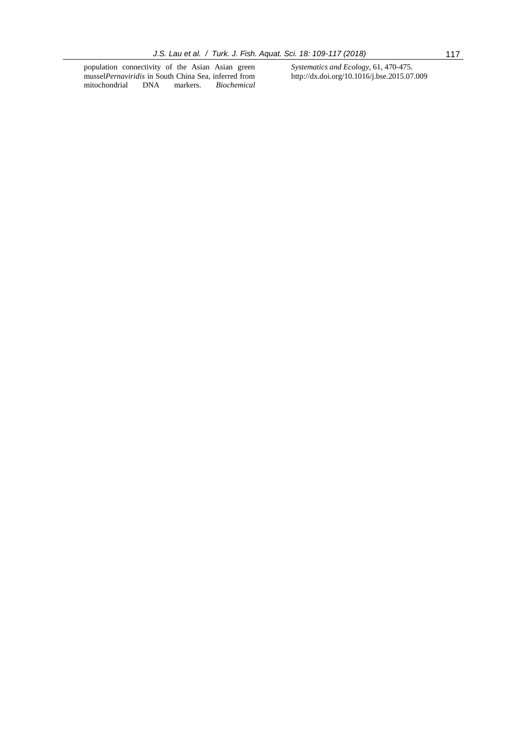population connectivity of the Asian Asian green mussel*Pernaviridis* in South China Sea, inferred from mitochondrial DNA markers. *Biochemical Systematics and Ecology*, 61, 470-475. http://dx.doi.org/10.1016/j.bse.2015.07.009